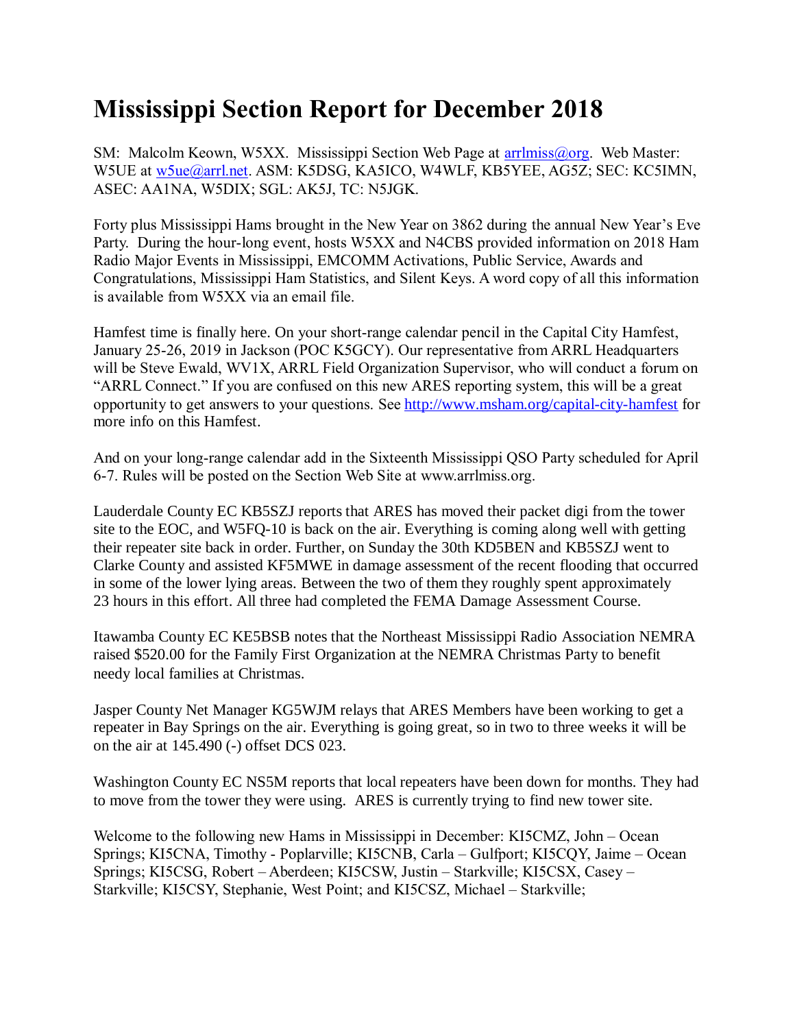# Mississippi Section Report for December 2018

SM: Malcolm Keown, W5XX. Mississippi Section Web Page at arrlmiss@org. Web Master: W5UE at w5ue@arrl.net. ASM: K5DSG, KA5ICO, W4WLF, KB5YEE, AG5Z; SEC: KC5IMN, ASEC: AA1NA, W5DIX; SGL: AK5J, TC: N5JGK.

Forty plus Mississippi Hams brought in the New Year on 3862 during the annual New Year's Eve Party. During the hour-long event, hosts W5XX and N4CBS provided information on 2018 Ham Radio Major Events in Mississippi, EMCOMM Activations, Public Service, Awards and Congratulations, Mississippi Ham Statistics, and Silent Keys. A word copy of all this information is available from W5XX via an email file.

Hamfest time is finally here. On your short-range calendar pencil in the Capital City Hamfest, January 25-26, 2019 in Jackson (POC K5GCY). Our representative from ARRL Headquarters will be Steve Ewald, WV1X, ARRL Field Organization Supervisor, who will conduct a forum on "ARRL Connect." If you are confused on this new ARES reporting system, this will be a great opportunity to get answers to your questions. See http://www.msham.org/capital-city-hamfest for more info on this Hamfest.

And on your long-range calendar add in the Sixteenth Mississippi QSO Party scheduled for April 6-7. Rules will be posted on the Section Web Site at www.arrlmiss.org.

Lauderdale County EC KB5SZJ reports that ARES has moved their packet digi from the tower site to the EOC, and W5FQ-10 is back on the air. Everything is coming along well with getting their repeater site back in order. Further, on Sunday the 30th KD5BEN and KB5SZJ went to Clarke County and assisted KF5MWE in damage assessment of the recent flooding that occurred in some of the lower lying areas. Between the two of them they roughly spent approximately 23 hours in this effort. All three had completed the FEMA Damage Assessment Course.

Itawamba County EC KE5BSB notes that the Northeast Mississippi Radio Association NEMRA raised $520.00 for the Family First Organization at the NEMRA Christmas Party to benefit needy local families at Christmas.

Jasper County Net Manager KG5WJM relays that ARES Members have been working to get a repeater in Bay Springs on the air. Everything is going great, so in two to three weeks it will be on the air at 145.490 (-) offset DCS 023.

Washington County EC NS5M reports that local repeaters have been down for months. They had to move from the tower they were using. ARES is currently trying to find new tower site.

Welcome to the following new Hams in Mississippi in December: KI5CMZ, John – Ocean Springs; KI5CNA, Timothy - Poplarville; KI5CNB, Carla – Gulfport; KI5CQY, Jaime – Ocean Springs; KI5CSG, Robert – Aberdeen; KI5CSW, Justin – Starkville; KI5CSX, Casey – Starkville; KI5CSY, Stephanie, West Point; and KI5CSZ, Michael – Starkville;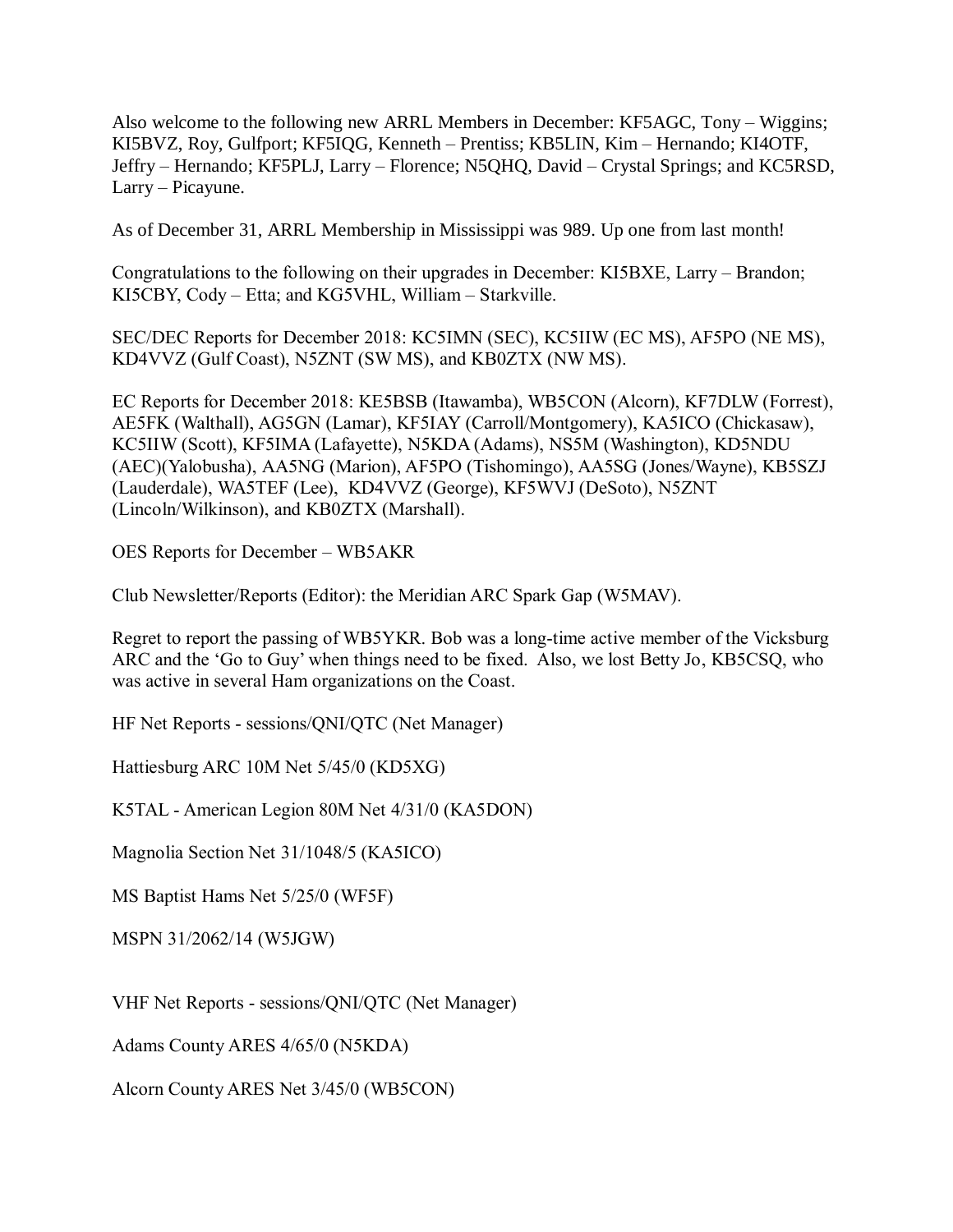Also welcome to the following new ARRL Members in December: KF5AGC, Tony – Wiggins; KI5BVZ, Roy, Gulfport; KF5IQG, Kenneth – Prentiss; KB5LIN, Kim – Hernando; KI4OTF, Jeffry – Hernando; KF5PLJ, Larry – Florence; N5QHQ, David – Crystal Springs; and KC5RSD, Larry – Picayune.

As of December 31, ARRL Membership in Mississippi was 989. Up one from last month!

Congratulations to the following on their upgrades in December: KI5BXE, Larry – Brandon; KI5CBY, Cody – Etta; and KG5VHL, William – Starkville.

SEC/DEC Reports for December 2018: KC5IMN (SEC), KC5IIW (EC MS), AF5PO (NE MS), KD4VVZ (Gulf Coast), N5ZNT (SW MS), and KB0ZTX (NW MS).

EC Reports for December 2018: KE5BSB (Itawamba), WB5CON (Alcorn), KF7DLW (Forrest), AE5FK (Walthall), AG5GN (Lamar), KF5IAY (Carroll/Montgomery), KA5ICO (Chickasaw), KC5IIW (Scott), KF5IMA (Lafayette), N5KDA (Adams), NS5M (Washington), KD5NDU (AEC)(Yalobusha), AA5NG (Marion), AF5PO (Tishomingo), AA5SG (Jones/Wayne), KB5SZJ (Lauderdale), WA5TEF (Lee), KD4VVZ (George), KF5WVJ (DeSoto), N5ZNT (Lincoln/Wilkinson), and KB0ZTX (Marshall).

OES Reports for December – WB5AKR

Club Newsletter/Reports (Editor): the Meridian ARC Spark Gap (W5MAV).

Regret to report the passing of WB5YKR. Bob was a long-time active member of the Vicksburg ARC and the 'Go to Guy' when things need to be fixed. Also, we lost Betty Jo, KB5CSQ, who was active in several Ham organizations on the Coast.

HF Net Reports - sessions/QNI/QTC (Net Manager)

Hattiesburg ARC 10M Net 5/45/0 (KD5XG)

K5TAL - American Legion 80M Net 4/31/0 (KA5DON)

Magnolia Section Net 31/1048/5 (KA5ICO)

MS Baptist Hams Net 5/25/0 (WF5F)

MSPN 31/2062/14 (W5JGW)

VHF Net Reports - sessions/QNI/QTC (Net Manager)

Adams County ARES 4/65/0 (N5KDA)

Alcorn County ARES Net 3/45/0 (WB5CON)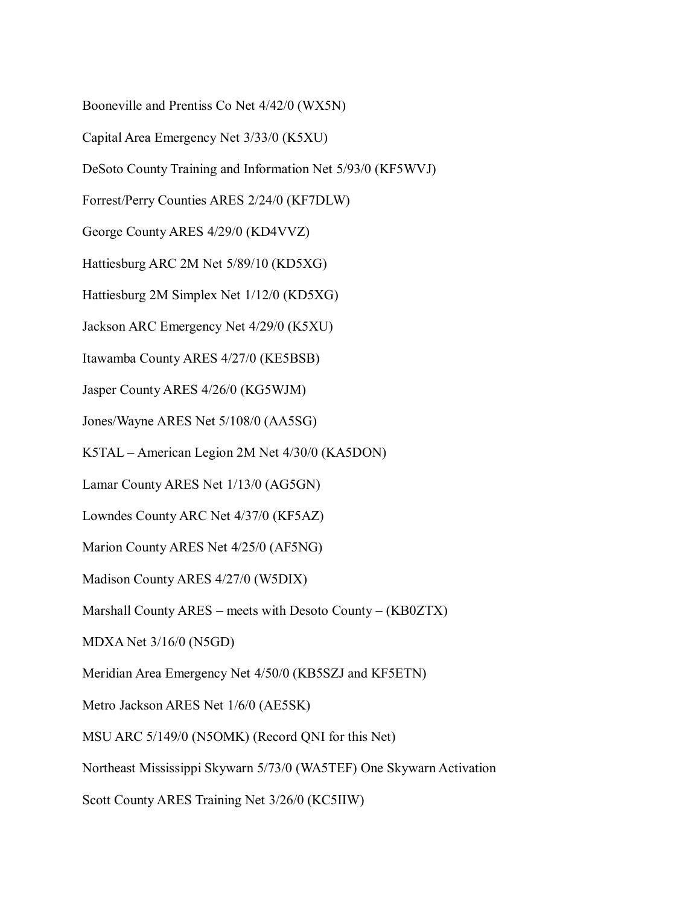Booneville and Prentiss Co Net 4/42/0 (WX5N)

Capital Area Emergency Net 3/33/0 (K5XU)

DeSoto County Training and Information Net 5/93/0 (KF5WVJ)

Forrest/Perry Counties ARES 2/24/0 (KF7DLW)

George County ARES 4/29/0 (KD4VVZ)

Hattiesburg ARC 2M Net 5/89/10 (KD5XG)

Hattiesburg 2M Simplex Net 1/12/0 (KD5XG)

Jackson ARC Emergency Net 4/29/0 (K5XU)

Itawamba County ARES 4/27/0 (KE5BSB)

Jasper County ARES 4/26/0 (KG5WJM)

Jones/Wayne ARES Net 5/108/0 (AA5SG)

K5TAL – American Legion 2M Net 4/30/0 (KA5DON)

Lamar County ARES Net 1/13/0 (AG5GN)

Lowndes County ARC Net 4/37/0 (KF5AZ)

Marion County ARES Net 4/25/0 (AF5NG)

Madison County ARES 4/27/0 (W5DIX)

Marshall County ARES – meets with Desoto County – (KB0ZTX)

MDXA Net 3/16/0 (N5GD)

Meridian Area Emergency Net 4/50/0 (KB5SZJ and KF5ETN)

Metro Jackson ARES Net 1/6/0 (AE5SK)

MSU ARC 5/149/0 (N5OMK) (Record QNI for this Net)

Northeast Mississippi Skywarn 5/73/0 (WA5TEF) One Skywarn Activation

Scott County ARES Training Net 3/26/0 (KC5IIW)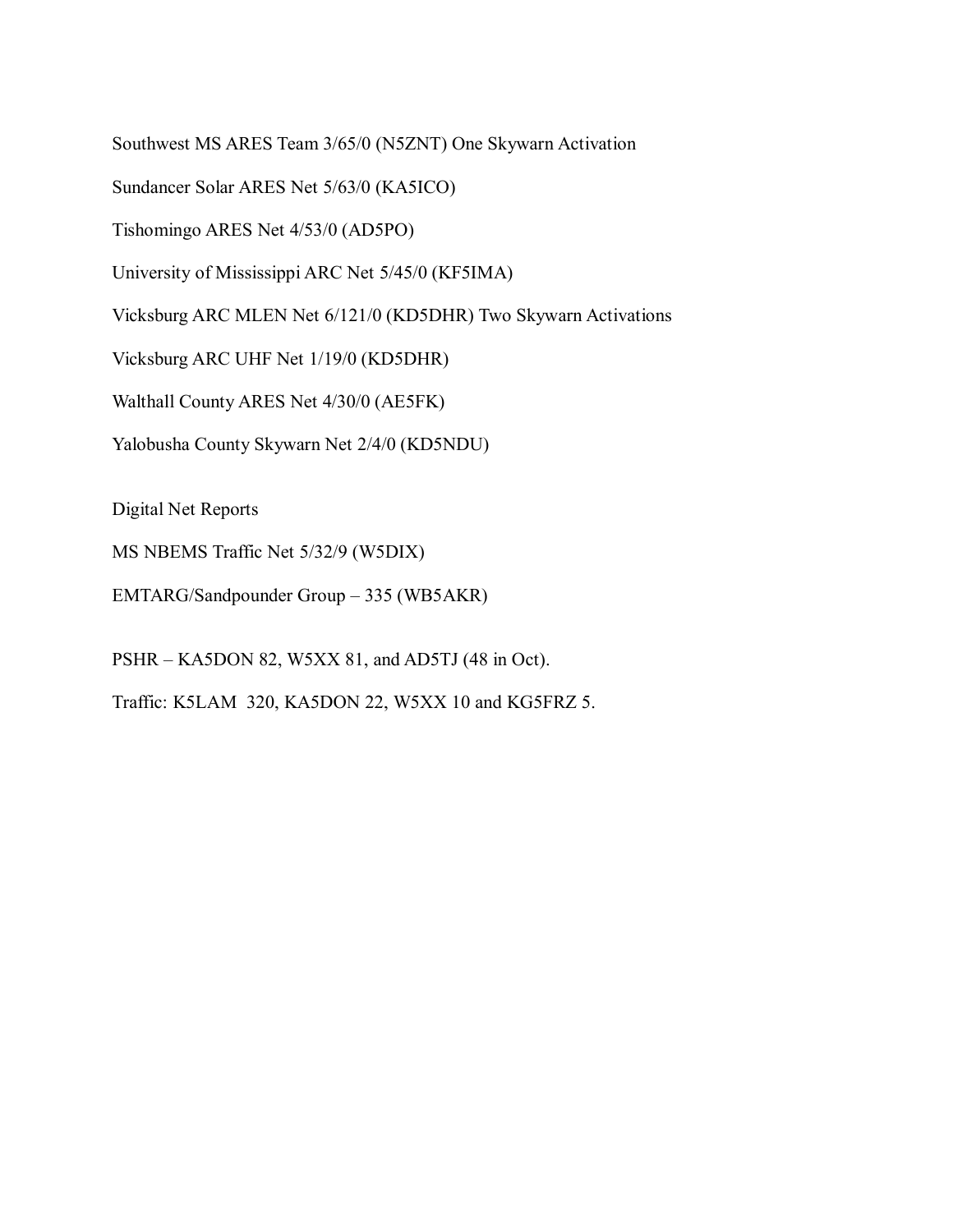Southwest MS ARES Team 3/65/0 (N5ZNT) One Skywarn Activation

Sundancer Solar ARES Net 5/63/0 (KA5ICO)

Tishomingo ARES Net 4/53/0 (AD5PO)

University of Mississippi ARC Net 5/45/0 (KF5IMA)

Vicksburg ARC MLEN Net 6/121/0 (KD5DHR) Two Skywarn Activations

Vicksburg ARC UHF Net 1/19/0 (KD5DHR)

Walthall County ARES Net 4/30/0 (AE5FK)

Yalobusha County Skywarn Net 2/4/0 (KD5NDU)

Digital Net Reports

MS NBEMS Traffic Net 5/32/9 (W5DIX)

EMTARG/Sandpounder Group – 335 (WB5AKR)

PSHR – KA5DON 82, W5XX 81, and AD5TJ (48 in Oct).

Traffic: K5LAM 320, KA5DON 22, W5XX 10 and KG5FRZ 5.